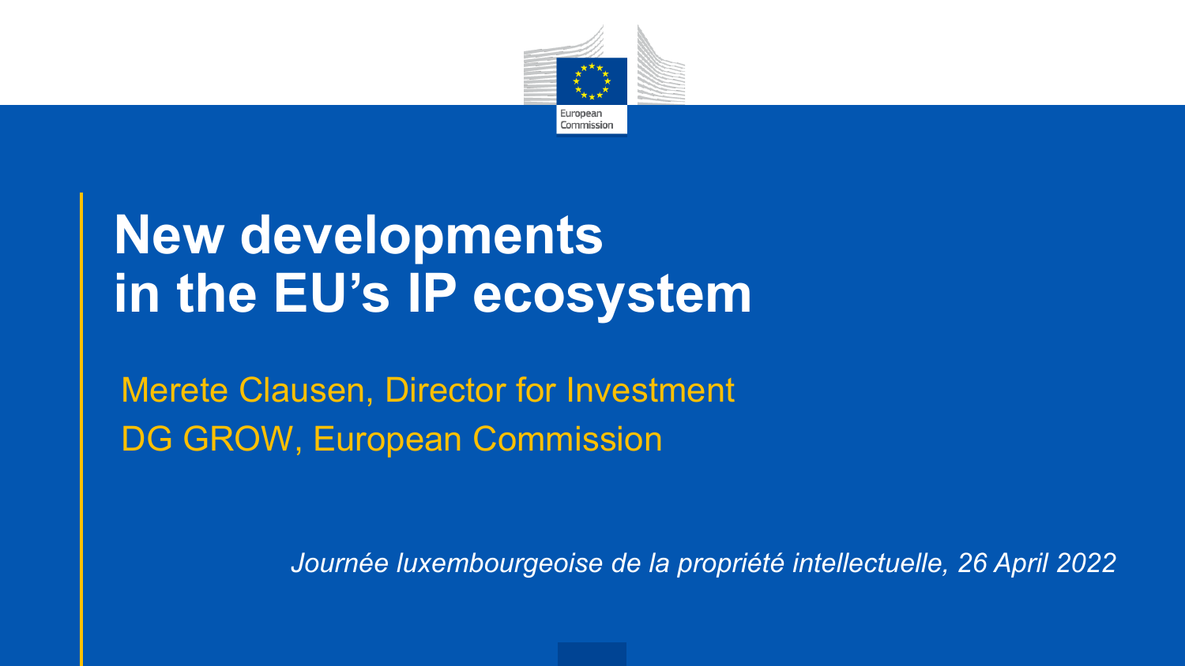European Commission

# New developments in the EU's IP ecosystem

Merete Clausen, Director for Investment

DG GROW, European Commission

*Journée luxembourgeoise de la propriété intellectuelle, 26 April 2022*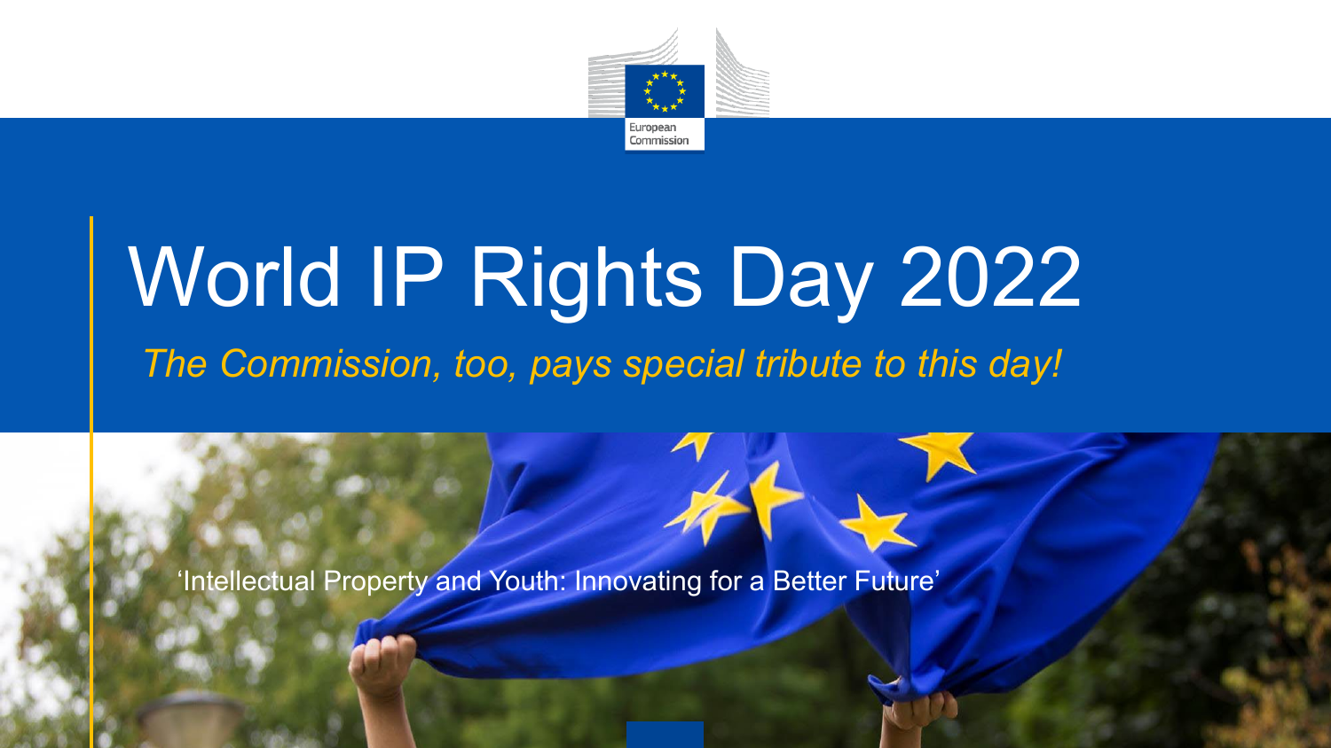# World IP Rights Day 2022

*The Commission, too, pays special tribute to this day!*

'Intellectual Property and Youth: Innovating for a Better Future'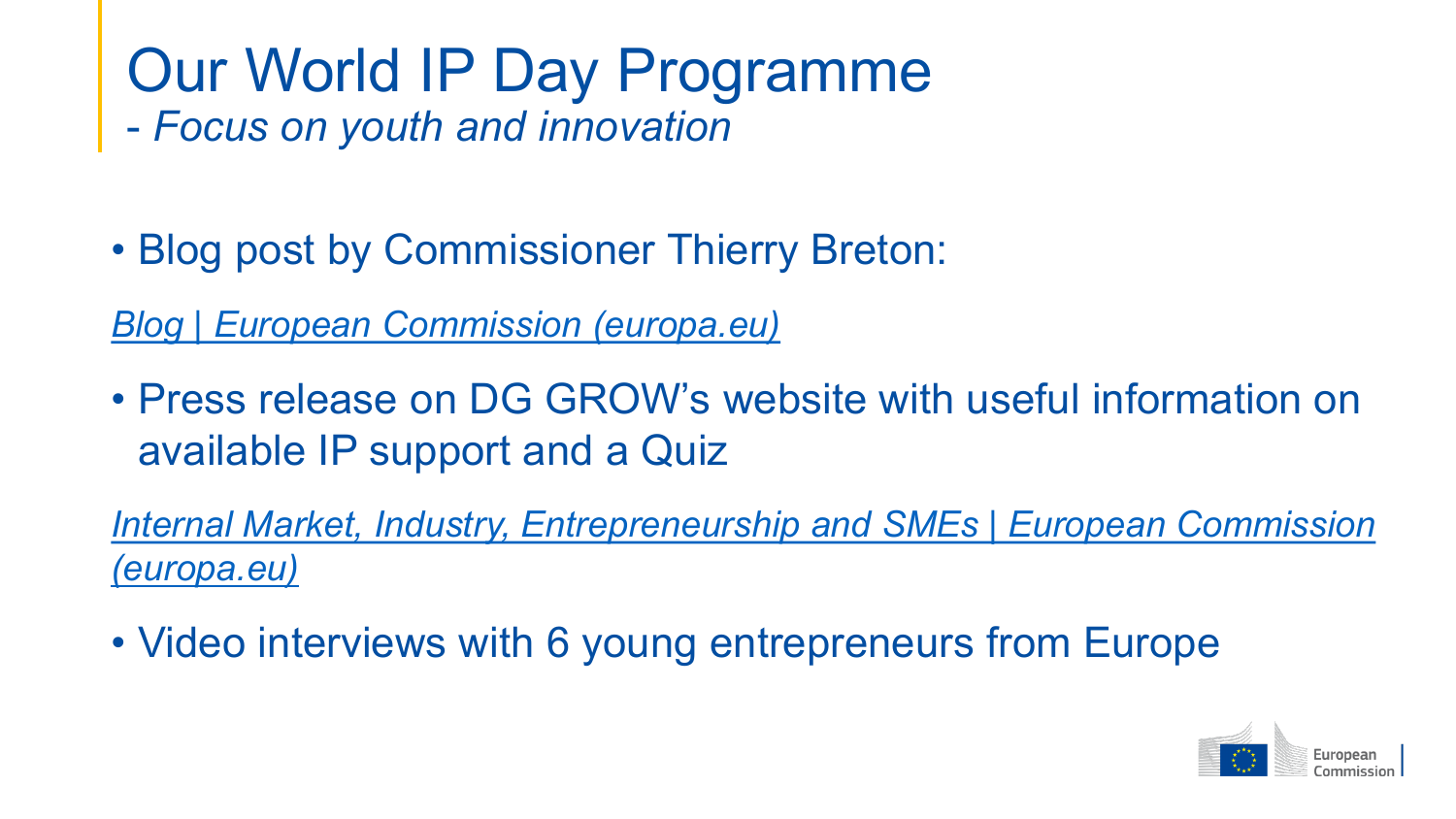# Our World IP Day Programme

*- Focus on youth and innovation*

- Blog post by Commissioner Thierry Breton:

*Blog | European Commission (europa.eu)*

- Press release on DG GROW's website with useful information on available IP support and a Quiz

*Internal Market, Industry, Entrepreneurship and SMEs | European Commission (europa.eu)*

- Video interviews with 6 young entrepreneurs from Europe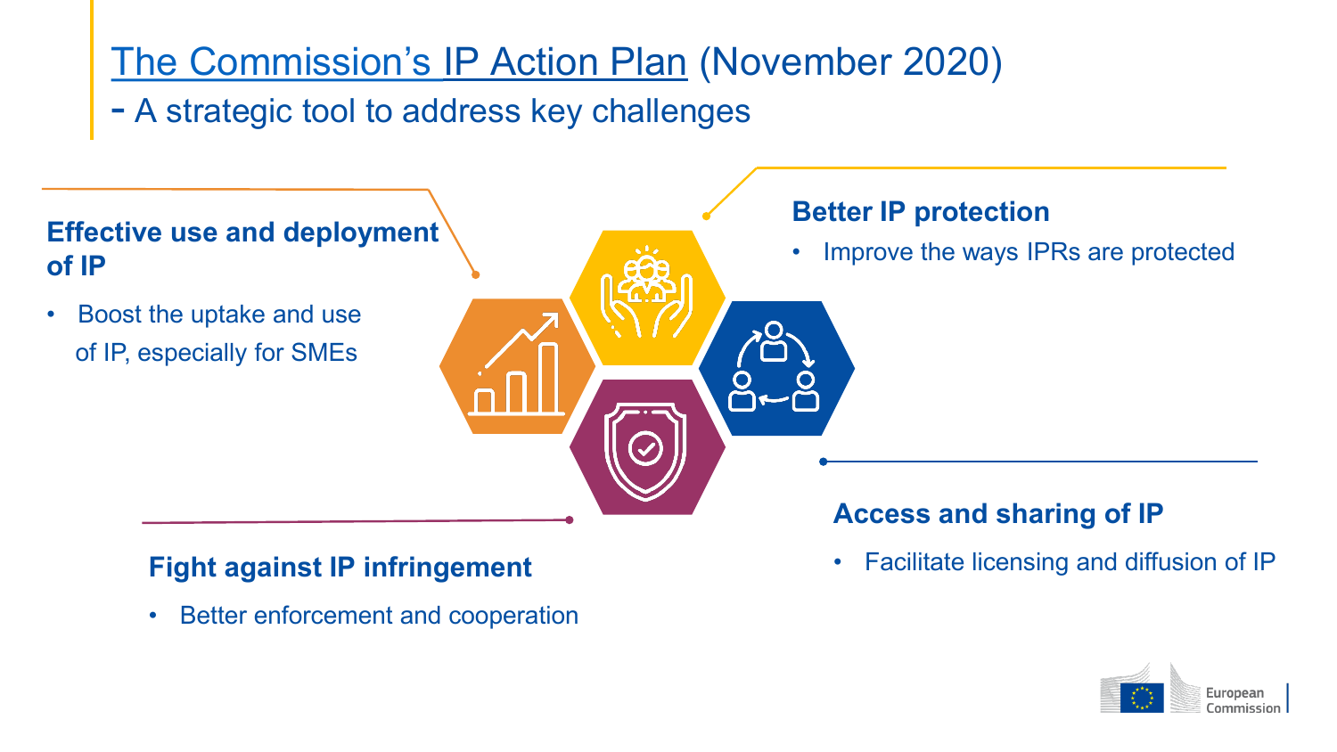# The Commission's IP Action Plan (November 2020)

## - A strategic tool to address key challenges

### Effective use and deployment of IP

- Boost the uptake and use of IP, especially for SMEs

### Better IP protection

- Improve the ways IPRs are protected

### Fight against IP infringement

- Better enforcement and cooperation

### Access and sharing of IP

- Facilitate licensing and diffusion of IP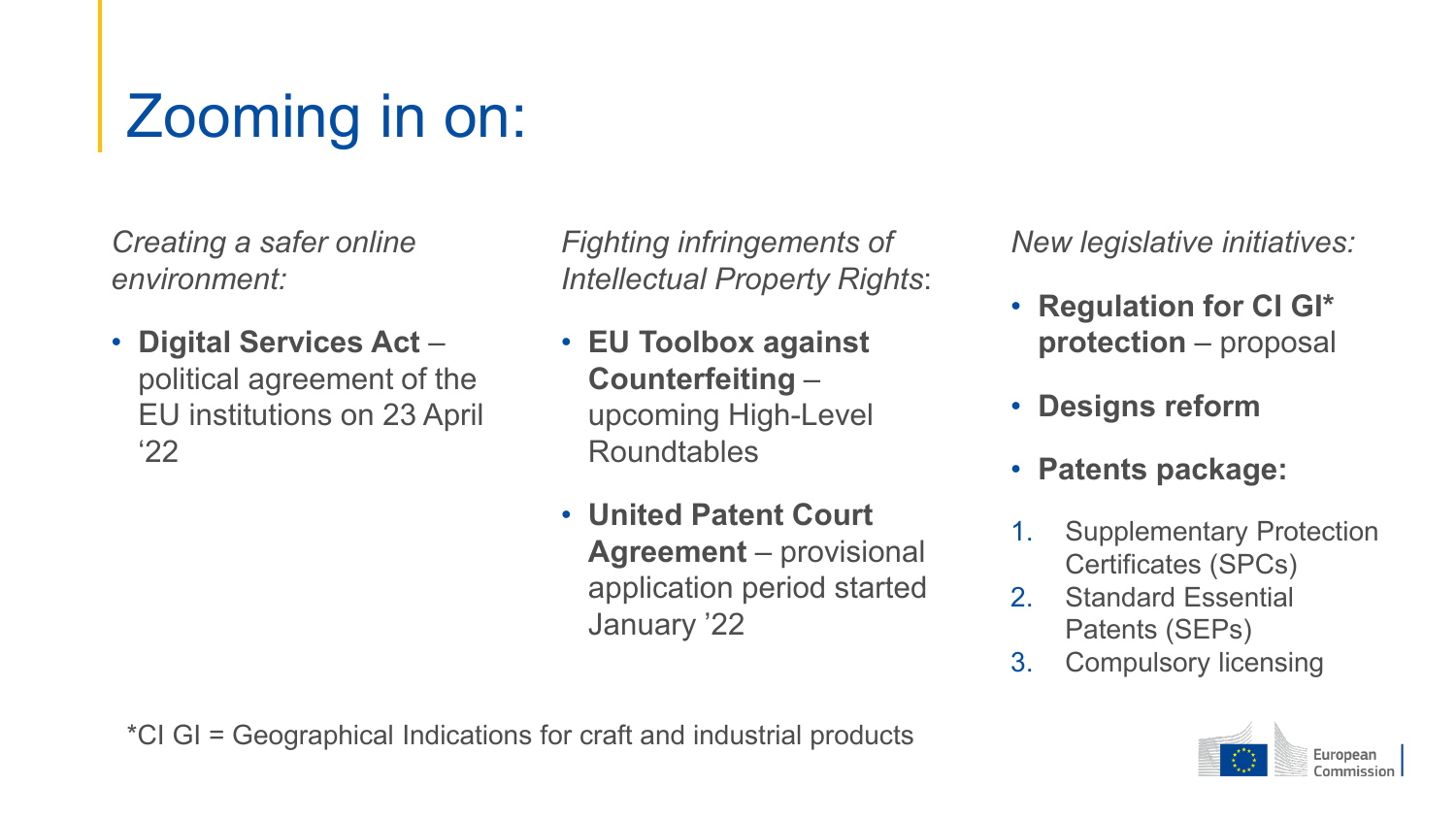# Zooming in on:

*Creating a safer online environment:*

- **Digital Services Act** – political agreement of the EU institutions on 23 April '22

*Fighting infringements of Intellectual Property Rights*:

- **EU Toolbox against Counterfeiting** – upcoming High-Level Roundtables
- **United Patent Court Agreement** – provisional application period started January '22

*New legislative initiatives:*

- **Regulation for CI GI* protection** – proposal
- **Designs reform**
- **Patents package:**

1. Supplementary Protection Certificates (SPCs)
2. Standard Essential Patents (SEPs)
3. Compulsory licensing

*CI GI = Geographical Indications for craft and industrial products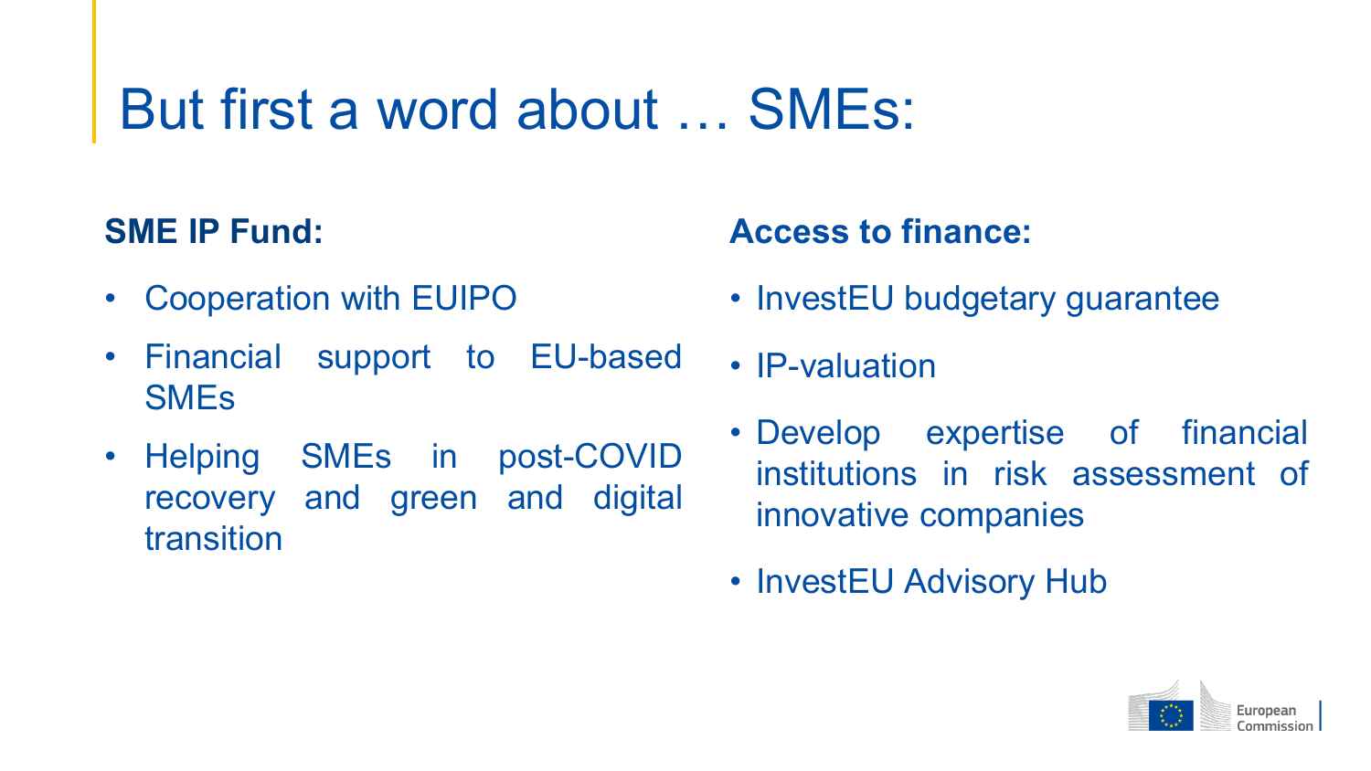# But first a word about … SMEs:

**SME IP Fund:**

- Cooperation with EUIPO
- Financial support to EU-based SMEs
- Helping SMEs in post-COVID recovery and green and digital transition

**Access to finance:**

- InvestEU budgetary guarantee
- IP-valuation
- Develop expertise of financial institutions in risk assessment of innovative companies
- InvestEU Advisory Hub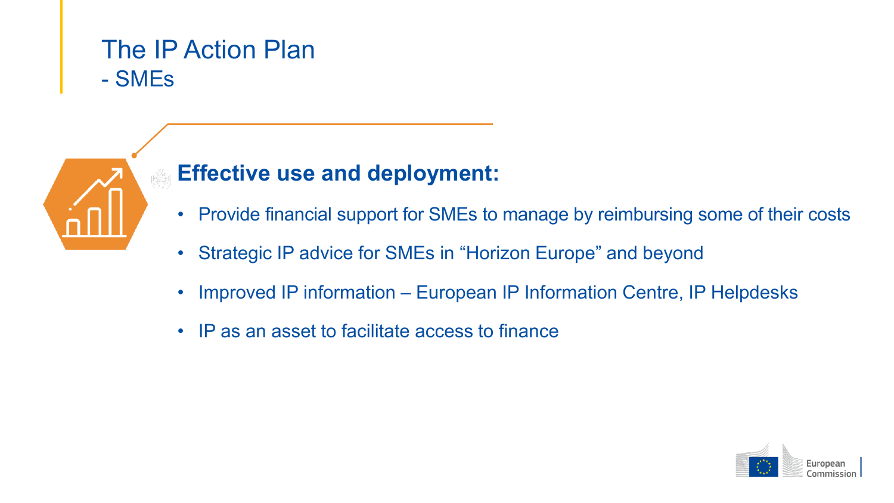# The IP Action Plan
## - SMEs

### Effective use and deployment:

- Provide financial support for SMEs to manage by reimbursing some of their costs
- Strategic IP advice for SMEs in “Horizon Europe” and beyond
- Improved IP information – European IP Information Centre, IP Helpdesks
- IP as an asset to facilitate access to finance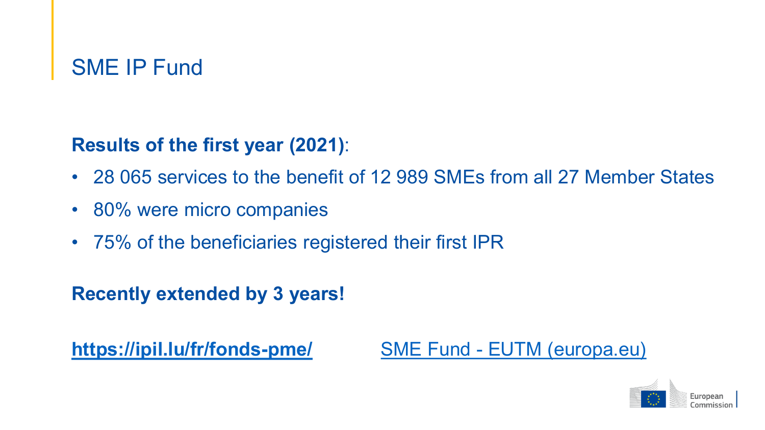# SME IP Fund

**Results of the first year (2021)**:

- 28 065 services to the benefit of 12 989 SMEs from all 27 Member States
- 80% were micro companies
- 75% of the beneficiaries registered their first IPR

**Recently extended by 3 years!**

**https://ipil.lu/fr/fonds-pme/** SME Fund - EUTM (europa.eu)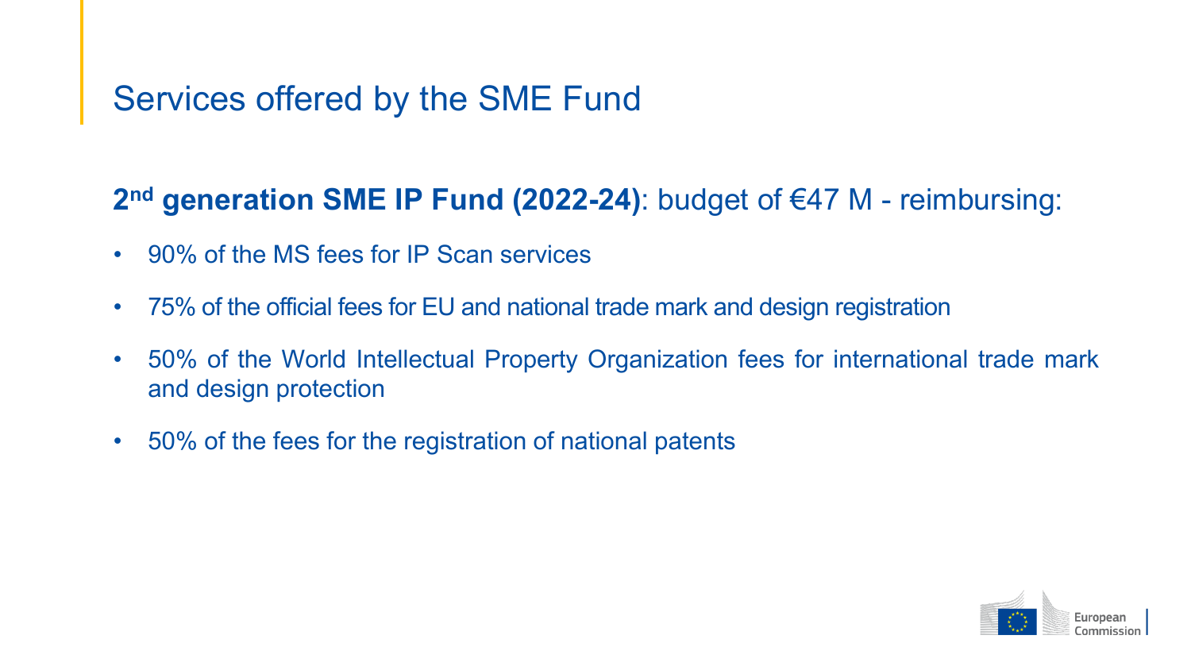# Services offered by the SME Fund

**2nd generation SME IP Fund (2022-24)**: budget of €47 M - reimbursing:

- 90% of the MS fees for IP Scan services
- 75% of the official fees for EU and national trade mark and design registration
- 50% of the World Intellectual Property Organization fees for international trade mark and design protection
- 50% of the fees for the registration of national patents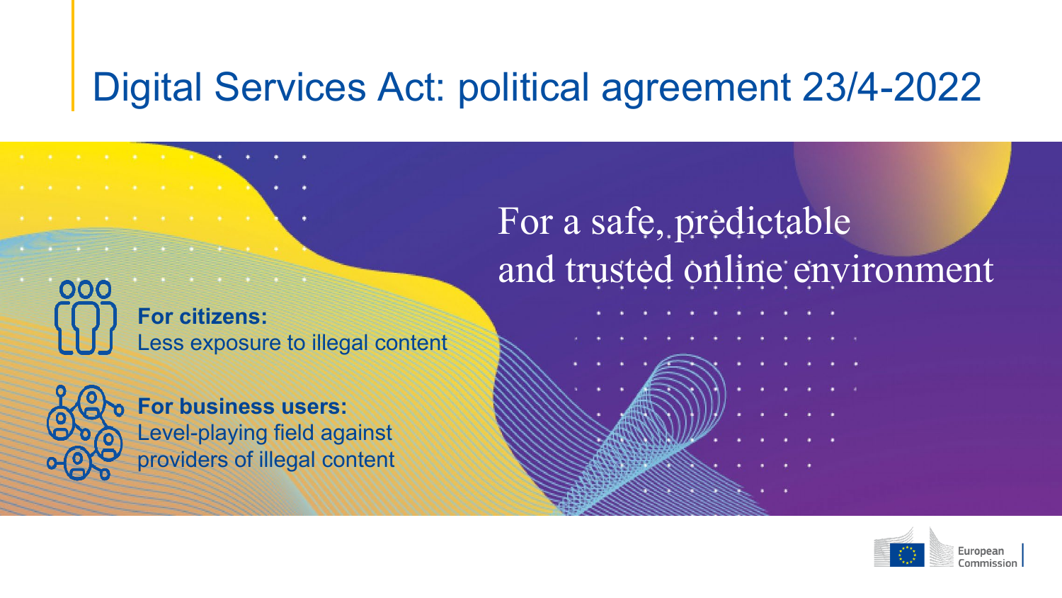# Digital Services Act: political agreement 23/4-2022

For a safe, predictable and trusted online environment

**For citizens:**
Less exposure to illegal content

**For business users:**
Level-playing field against providers of illegal content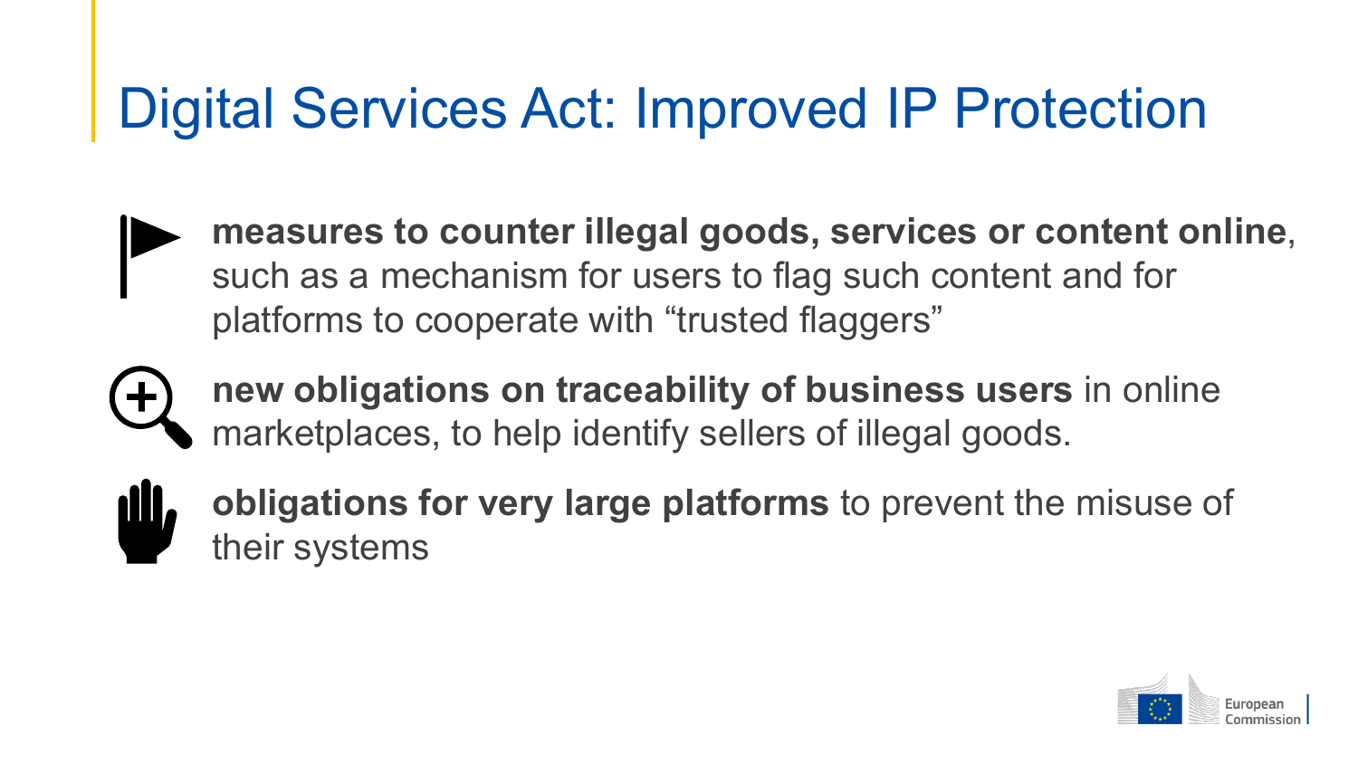# Digital Services Act: Improved IP Protection

- **measures to counter illegal goods, services or content online**, such as a mechanism for users to flag such content and for platforms to cooperate with "trusted flaggers"
- **new obligations on traceability of business users** in online marketplaces, to help identify sellers of illegal goods.
- **obligations for very large platforms** to prevent the misuse of their systems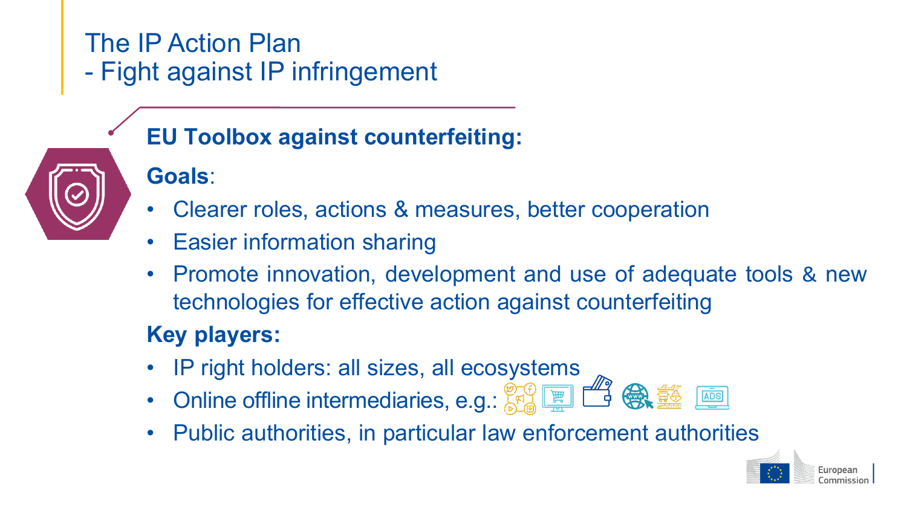# The IP Action Plan
## - Fight against IP infringement

**EU Toolbox against counterfeiting:**

**Goals**:

- Clearer roles, actions & measures, better cooperation
- Easier information sharing
- Promote innovation, development and use of adequate tools & new technologies for effective action against counterfeiting

**Key players:**

- IP right holders: all sizes, all ecosystems
- Online offline intermediaries, e.g.:
- Public authorities, in particular law enforcement authorities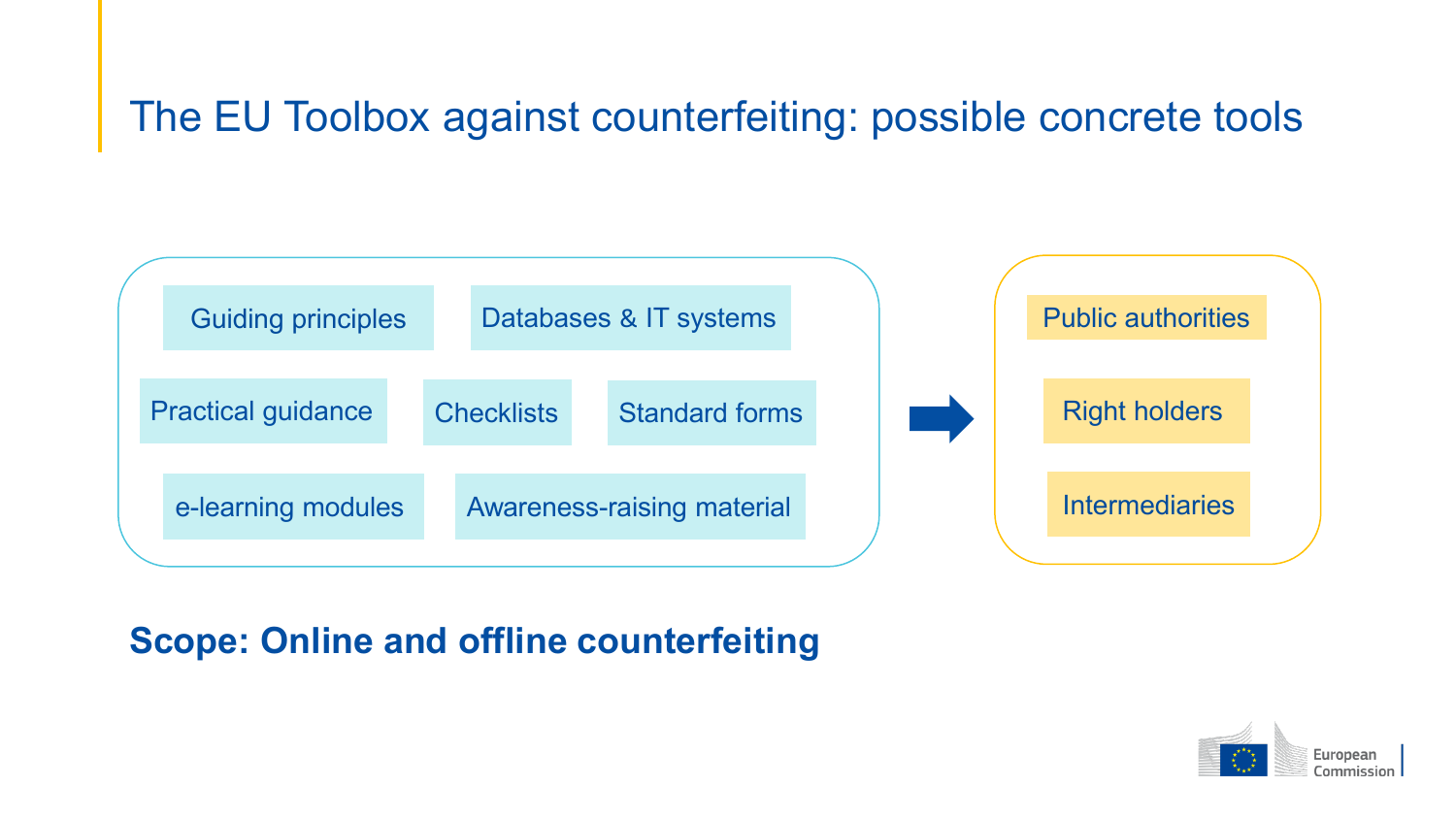# The EU Toolbox against counterfeiting: possible concrete tools

- Guiding principles
- Databases & IT systems
- Practical guidance
- Checklists
- Standard forms
- e-learning modules
- Awareness-raising material

→

- Public authorities
- Right holders
- Intermediaries

**Scope: Online and offline counterfeiting**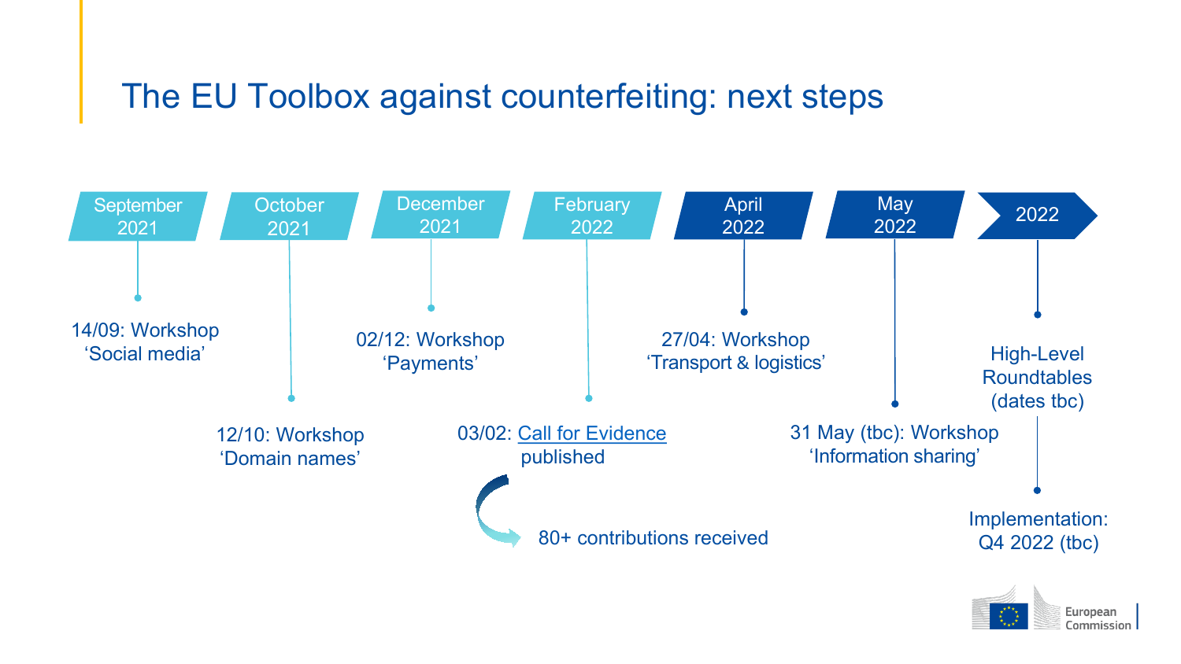# The EU Toolbox against counterfeiting: next steps

- **September 2021** — 14/09: Workshop ‘Social media’
- **October 2021** — 12/10: Workshop ‘Domain names’
- **December 2021** — 02/12: Workshop ‘Payments’
- **February 2022** — 03/02: Call for Evidence published
  - 80+ contributions received
- **April 2022** — 27/04: Workshop ‘Transport & logistics’
- **May 2022** — 31 May (tbc): Workshop ‘Information sharing’
- **2022** — High-Level Roundtables (dates tbc)
  - Implementation: Q4 2022 (tbc)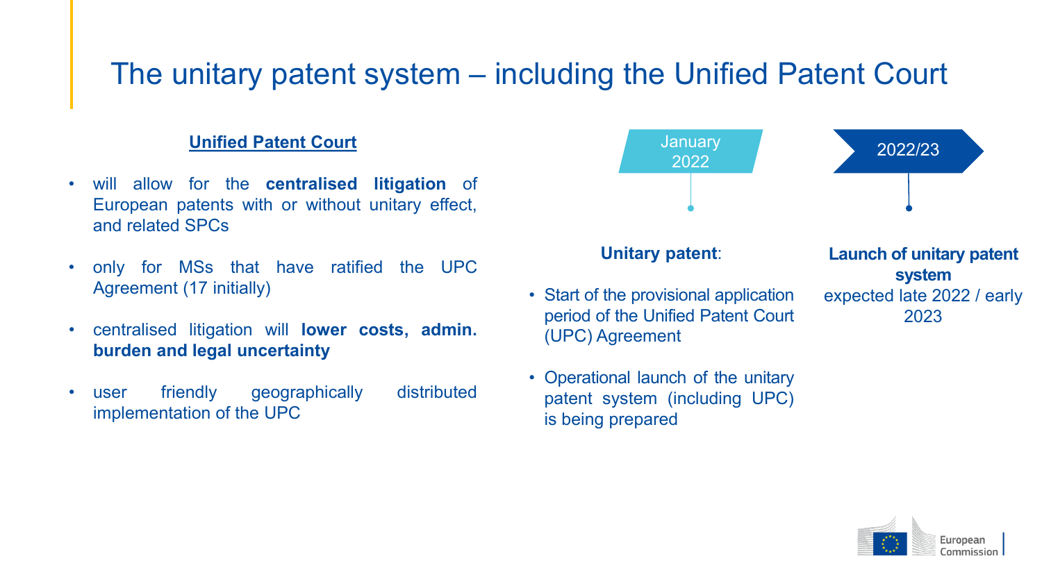# The unitary patent system – including the Unified Patent Court

## Unified Patent Court

- will allow for the **centralised litigation** of European patents with or without unitary effect, and related SPCs
- only for MSs that have ratified the UPC Agreement (17 initially)
- centralised litigation will **lower costs, admin. burden and legal uncertainty**
- user friendly geographically distributed implementation of the UPC

### January 2022

**Unitary patent**:

- Start of the provisional application period of the Unified Patent Court (UPC) Agreement
- Operational launch of the unitary patent system (including UPC) is being prepared

### 2022/23

**Launch of unitary patent system**
expected late 2022 / early 2023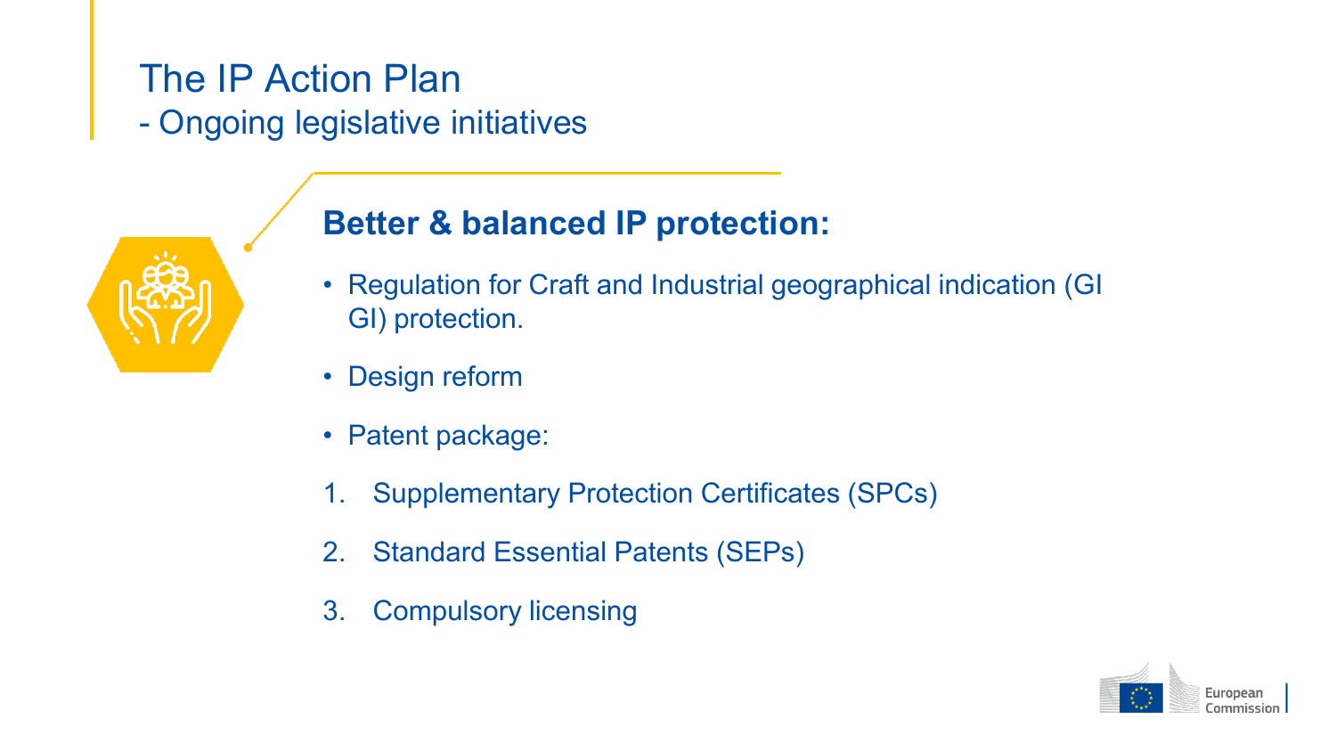# The IP Action Plan

## - Ongoing legislative initiatives

### Better & balanced IP protection:

- Regulation for Craft and Industrial geographical indication (GI GI) protection.
- Design reform
- Patent package:

1. Supplementary Protection Certificates (SPCs)
2. Standard Essential Patents (SEPs)
3. Compulsory licensing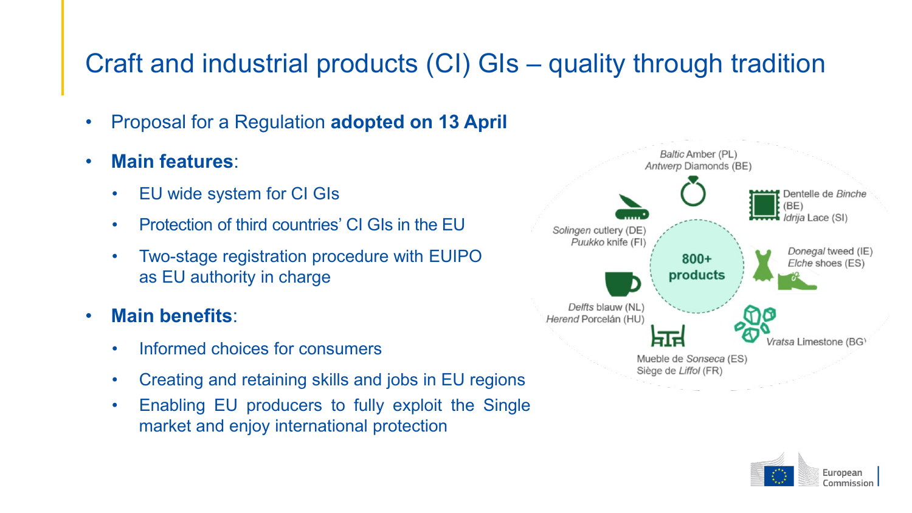# Craft and industrial products (CI) GIs – quality through tradition

- Proposal for a Regulation **adopted on 13 April**
- **Main features**:
  - EU wide system for CI GIs
  - Protection of third countries' CI GIs in the EU
  - Two-stage registration procedure with EUIPO as EU authority in charge
- **Main benefits**:
  - Informed choices for consumers
  - Creating and retaining skills and jobs in EU regions
  - Enabling EU producers to fully exploit the Single market and enjoy international protection

**800+ products**

- *Baltic* Amber (PL)
- *Antwerp* Diamonds (BE)
- Dentelle de *Binche* (BE)
- *Idrija* Lace (SI)
- *Donegal* tweed (IE)
- *Elche* shoes (ES)
- *Vratsa* Limestone (BG)
- Mueble de *Sonseca* (ES)
- Siège de *Liffol* (FR)
- *Delfts* blauw (NL)
- *Herend* Porcelán (HU)
- *Solingen* cutlery (DE)
- *Puukko* knife (FI)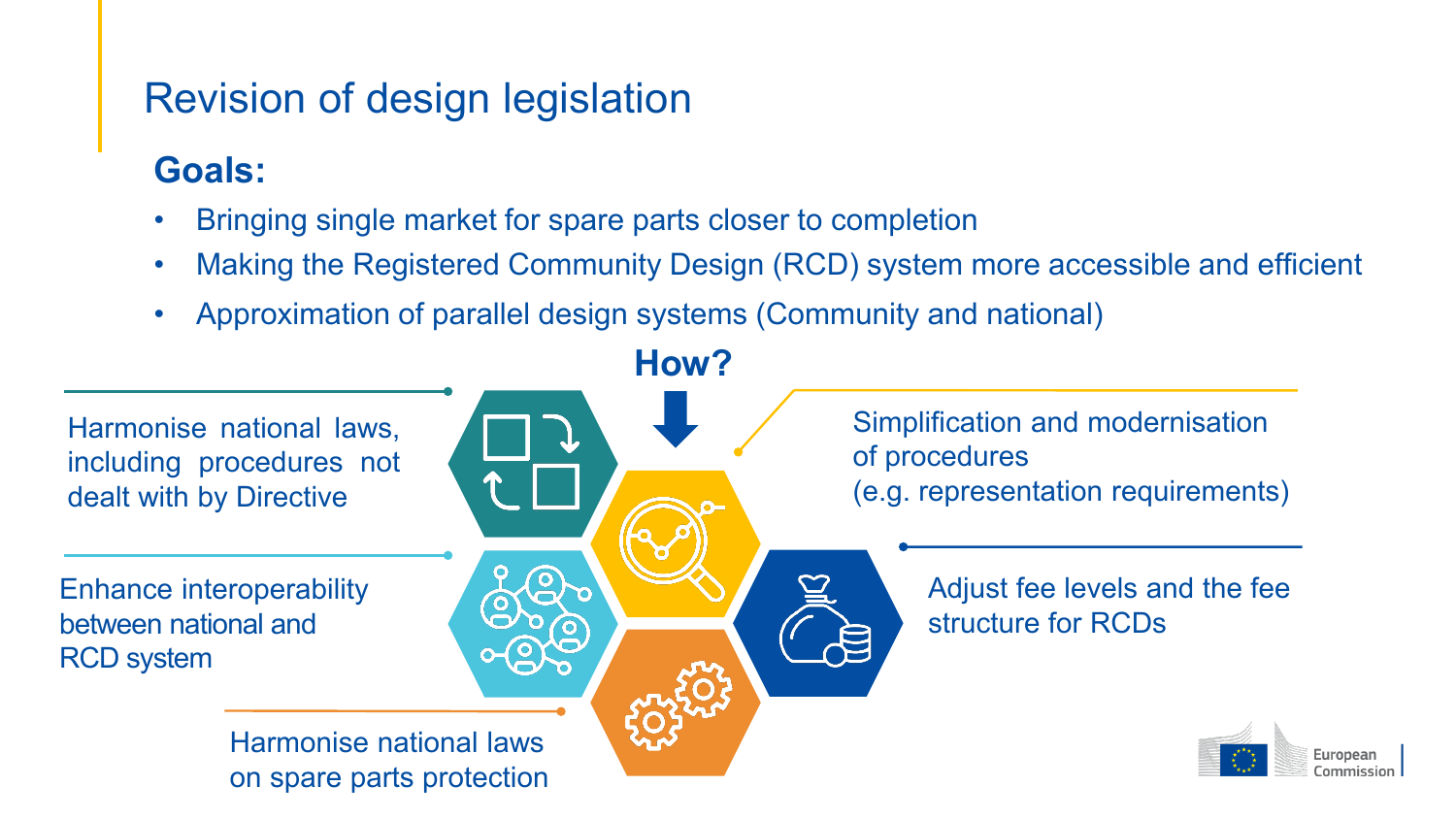# Revision of design legislation

## Goals:

- Bringing single market for spare parts closer to completion
- Making the Registered Community Design (RCD) system more accessible and efficient
- Approximation of parallel design systems (Community and national)

## How?

- Harmonise national laws, including procedures not dealt with by Directive
- Enhance interoperability between national and RCD system
- Harmonise national laws on spare parts protection
- Simplification and modernisation of procedures (e.g. representation requirements)
- Adjust fee levels and the fee structure for RCDs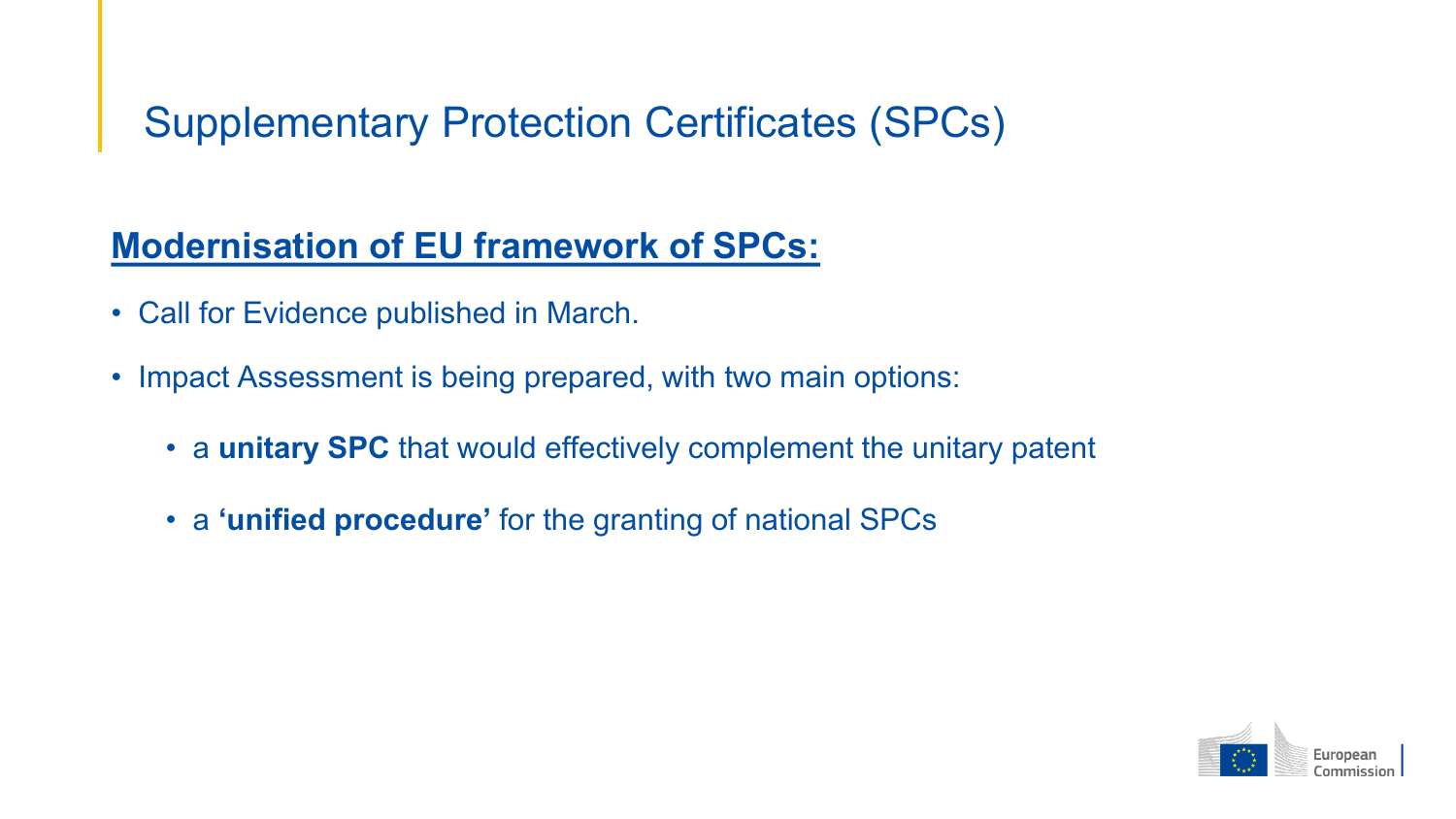# Supplementary Protection Certificates (SPCs)

## Modernisation of EU framework of SPCs:

- Call for Evidence published in March.
- Impact Assessment is being prepared, with two main options:
  - a **unitary SPC** that would effectively complement the unitary patent
  - a **'unified procedure'** for the granting of national SPCs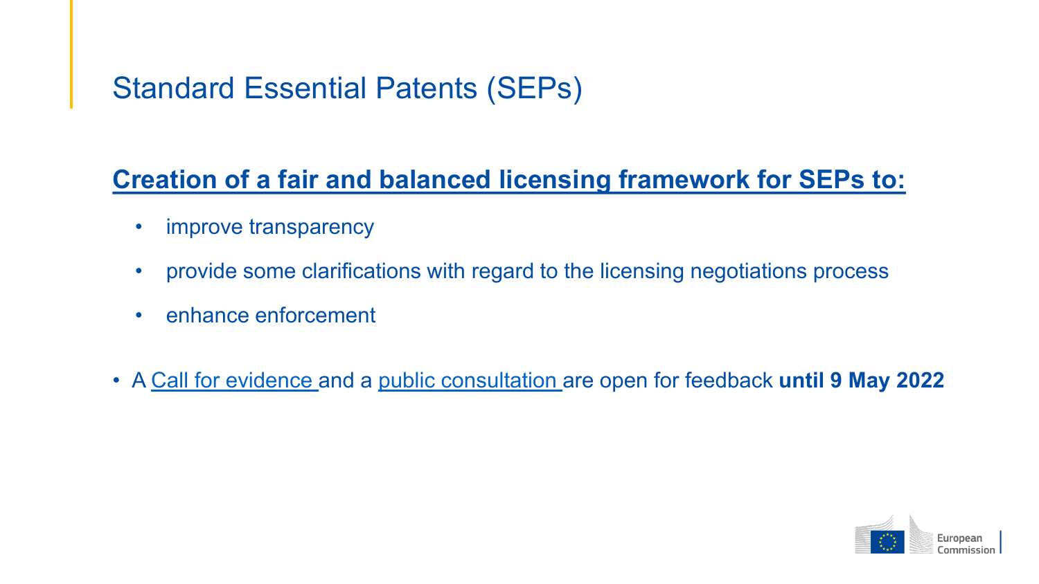# Standard Essential Patents (SEPs)

**Creation of a fair and balanced licensing framework for SEPs to:**

- improve transparency
- provide some clarifications with regard to the licensing negotiations process
- enhance enforcement

- A Call for evidence and a public consultation are open for feedback **until 9 May 2022**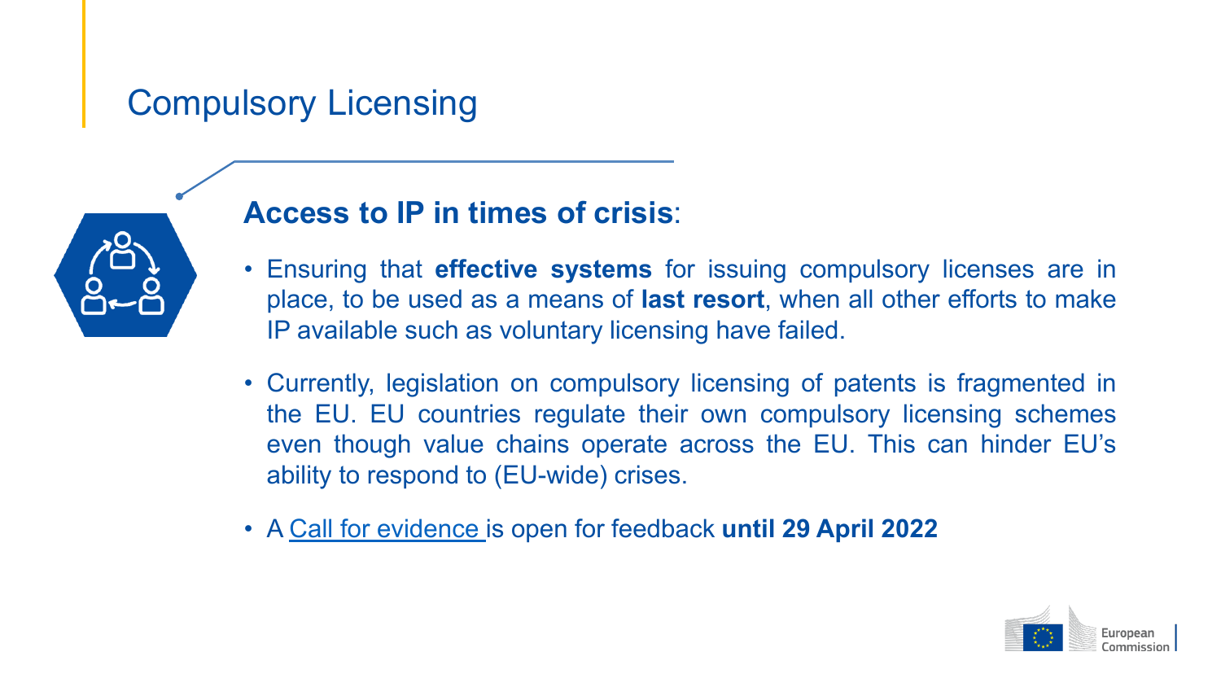# Compulsory Licensing

## **Access to IP in times of crisis**:

- Ensuring that **effective systems** for issuing compulsory licenses are in place, to be used as a means of **last resort**, when all other efforts to make IP available such as voluntary licensing have failed.
- Currently, legislation on compulsory licensing of patents is fragmented in the EU. EU countries regulate their own compulsory licensing schemes even though value chains operate across the EU. This can hinder EU's ability to respond to (EU-wide) crises.
- A Call for evidence is open for feedback **until 29 April 2022**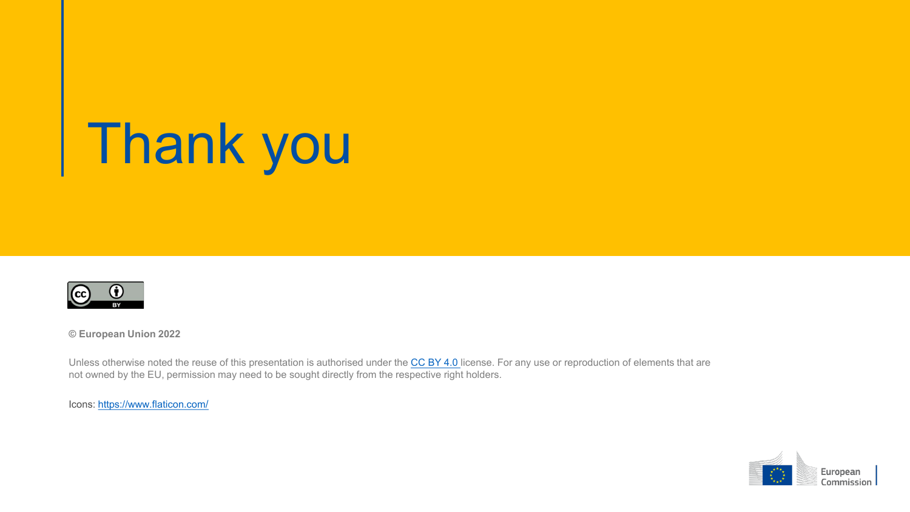# Thank you

**© European Union 2022**

Unless otherwise noted the reuse of this presentation is authorised under the CC BY 4.0 license. For any use or reproduction of elements that are not owned by the EU, permission may need to be sought directly from the respective right holders.

Icons: https://www.flaticon.com/

European Commission